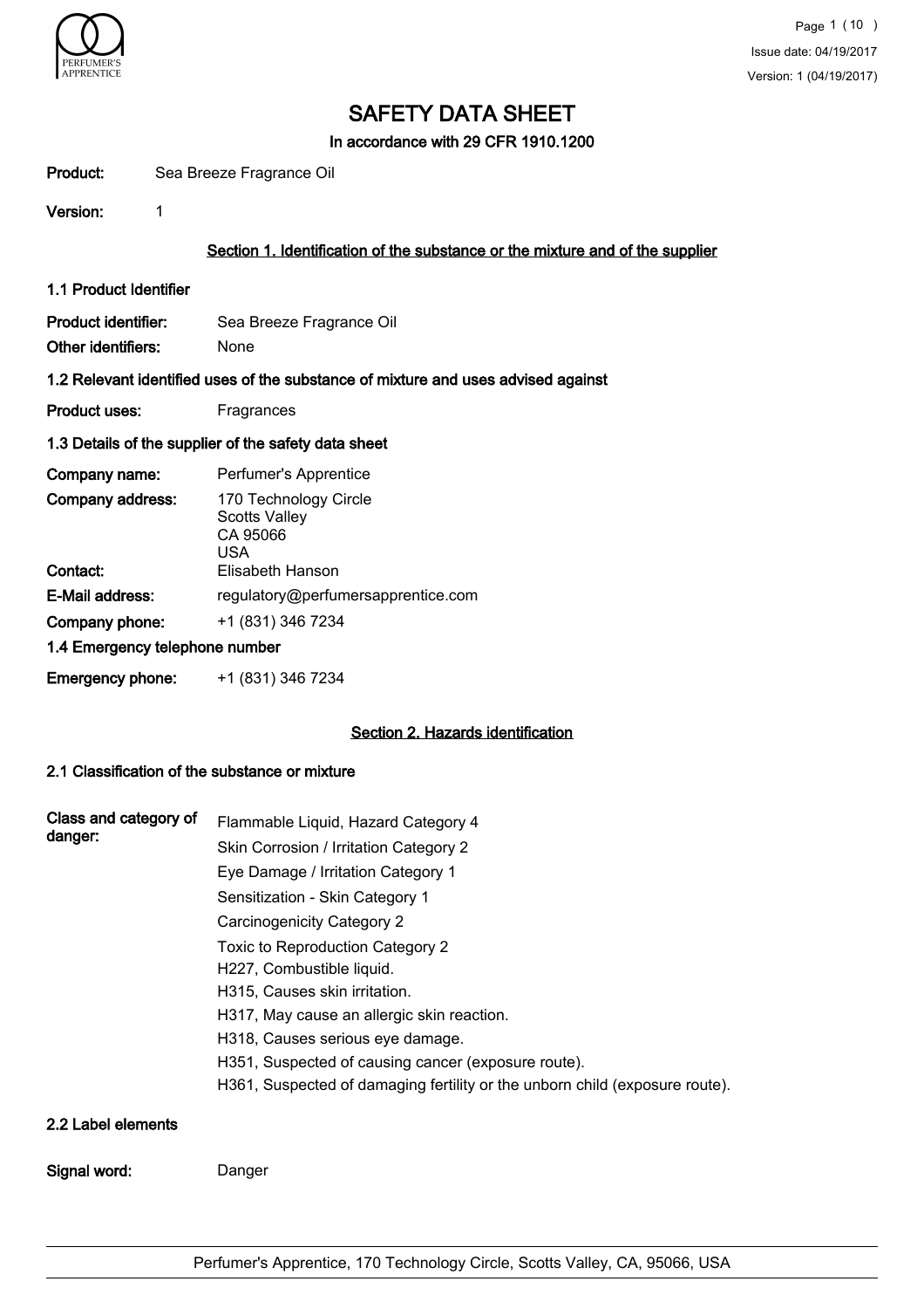# SAFETY DATA SHEET

**In accordance with 29 CFR 1910.1200**

**Product:** Sea Breeze Fragrance Oil

**Version:** 1

## Section 1. Identification of the substance or the mixture and of the supplier

### 1.1 Product Identifier

**Product identifier:** Sea Breeze Fragrance Oil

**Other identifiers:** None

### 1.2 Relevant identified uses of the substance of mixture and uses advised against

**Product uses:** Fragrances

### 1.3 Details of the supplier of the safety data sheet

**Company name:** Perfumer's Apprentice

**Company address:** 170 Technology Circle
Scotts Valley
CA 95066
USA

**Contact:** Elisabeth Hanson

**E-Mail address:** regulatory@perfumersapprentice.com

**Company phone:** +1 (831) 346 7234

### 1.4 Emergency telephone number

**Emergency phone:** +1 (831) 346 7234

## Section 2. Hazards identification

### 2.1 Classification of the substance or mixture

**Class and category of danger:**

Flammable Liquid, Hazard Category 4

Skin Corrosion / Irritation Category 2

Eye Damage / Irritation Category 1

Sensitization - Skin Category 1

Carcinogenicity Category 2

Toxic to Reproduction Category 2

H227, Combustible liquid.

H315, Causes skin irritation.

H317, May cause an allergic skin reaction.

H318, Causes serious eye damage.

H351, Suspected of causing cancer (exposure route).

H361, Suspected of damaging fertility or the unborn child (exposure route).

### 2.2 Label elements

**Signal word:** Danger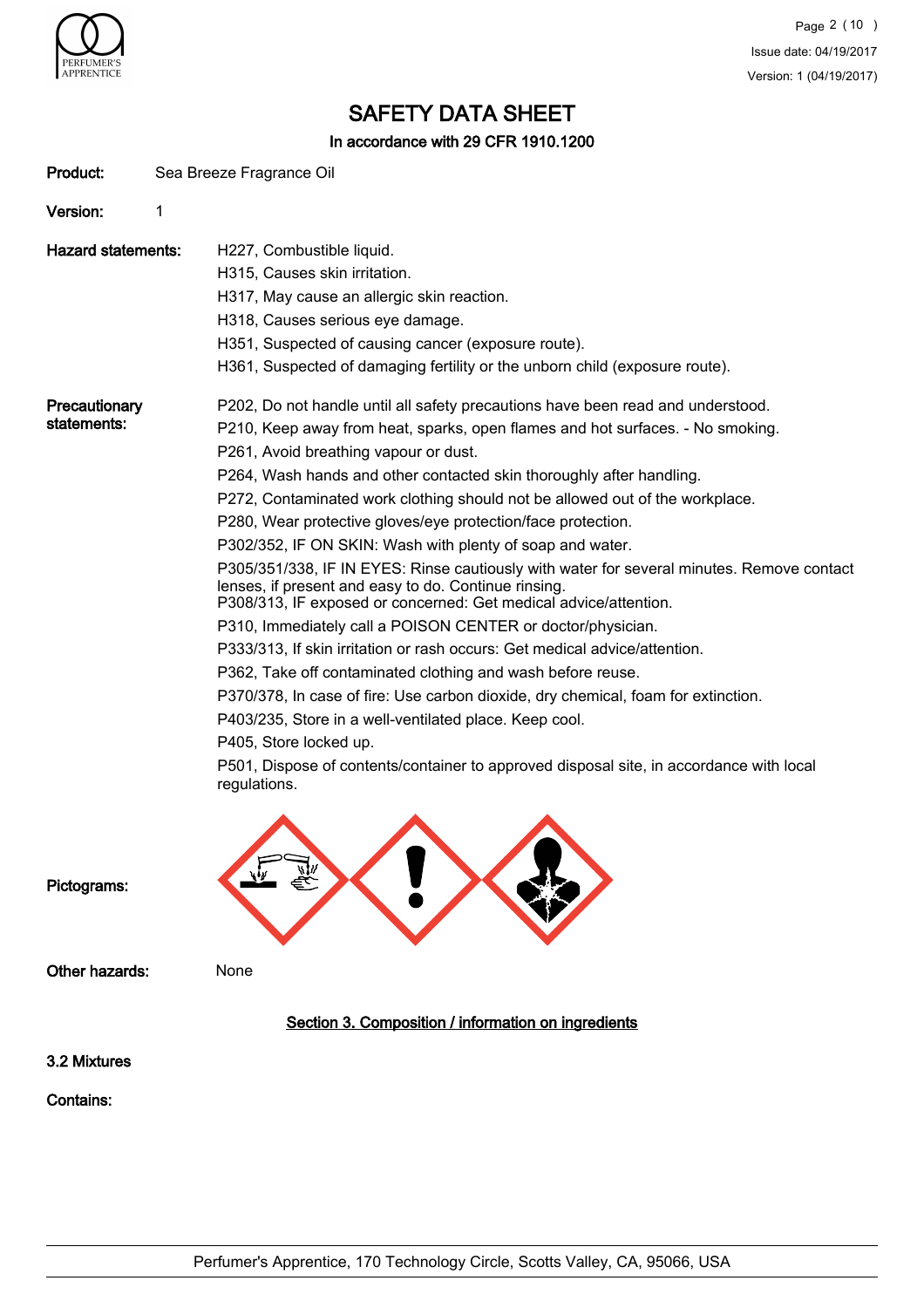# SAFETY DATA SHEET

**In accordance with 29 CFR 1910.1200**

**Product:** Sea Breeze Fragrance Oil

**Version:** 1

**Hazard statements:**

H227, Combustible liquid.
H315, Causes skin irritation.
H317, May cause an allergic skin reaction.
H318, Causes serious eye damage.
H351, Suspected of causing cancer (exposure route).
H361, Suspected of damaging fertility or the unborn child (exposure route).

**Precautionary statements:**

P202, Do not handle until all safety precautions have been read and understood.
P210, Keep away from heat, sparks, open flames and hot surfaces. - No smoking.
P261, Avoid breathing vapour or dust.
P264, Wash hands and other contacted skin thoroughly after handling.
P272, Contaminated work clothing should not be allowed out of the workplace.
P280, Wear protective gloves/eye protection/face protection.
P302/352, IF ON SKIN: Wash with plenty of soap and water.
P305/351/338, IF IN EYES: Rinse cautiously with water for several minutes. Remove contact lenses, if present and easy to do. Continue rinsing.
P308/313, IF exposed or concerned: Get medical advice/attention.
P310, Immediately call a POISON CENTER or doctor/physician.
P333/313, If skin irritation or rash occurs: Get medical advice/attention.
P362, Take off contaminated clothing and wash before reuse.
P370/378, In case of fire: Use carbon dioxide, dry chemical, foam for extinction.
P403/235, Store in a well-ventilated place. Keep cool.
P405, Store locked up.
P501, Dispose of contents/container to approved disposal site, in accordance with local regulations.

**Pictograms:**

**Other hazards:** None

## Section 3. Composition / information on ingredients

### 3.2 Mixtures

**Contains:**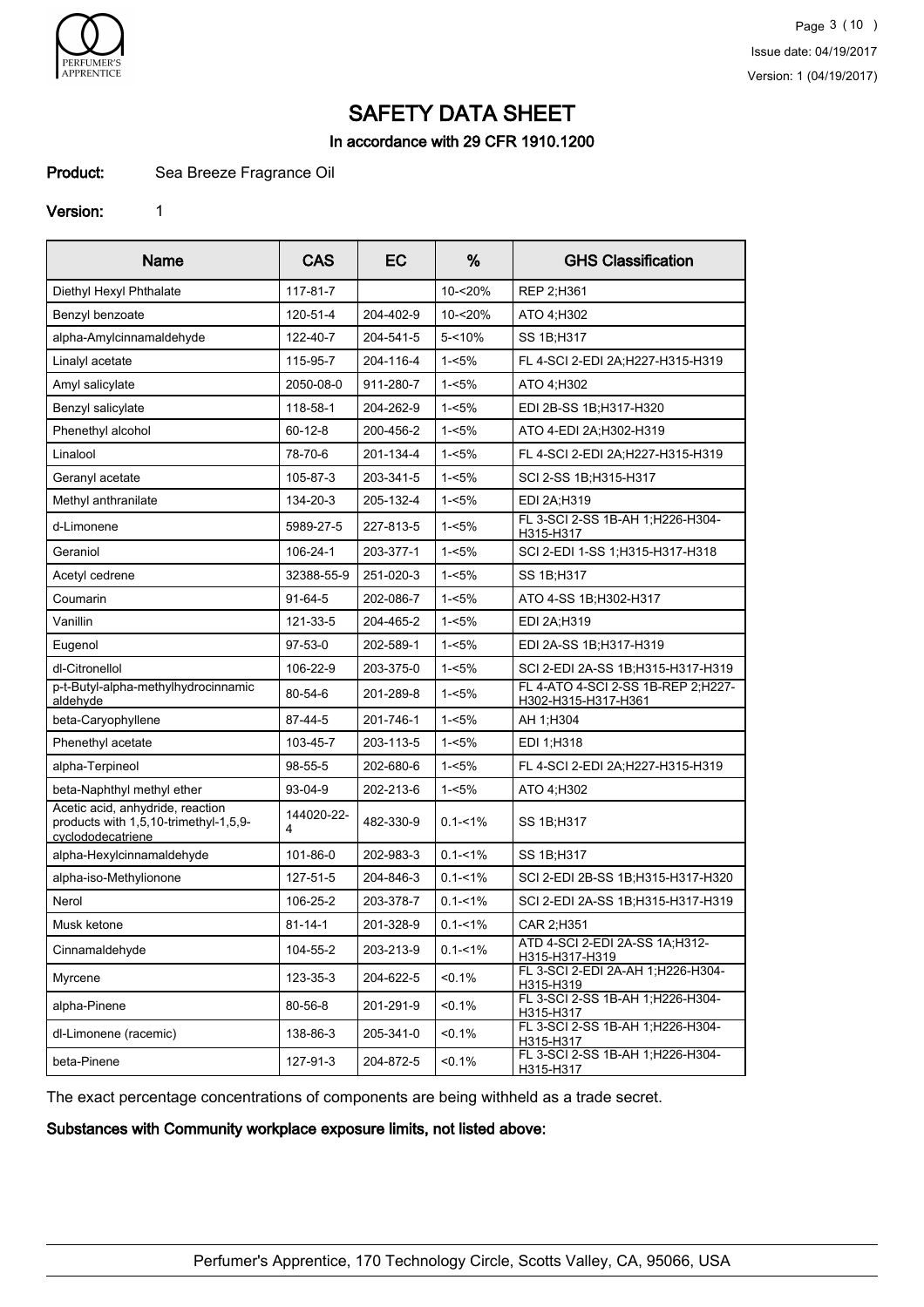# SAFETY DATA SHEET

### In accordance with 29 CFR 1910.1200

**Product:** Sea Breeze Fragrance Oil

**Version:** 1

| Name | CAS | EC | % | GHS Classification |
|---|---|---|---|---|
| Diethyl Hexyl Phthalate | 117-81-7 | | 10-<20% | REP 2;H361 |
| Benzyl benzoate | 120-51-4 | 204-402-9 | 10-<20% | ATO 4;H302 |
| alpha-Amylcinnamaldehyde | 122-40-7 | 204-541-5 | 5-<10% | SS 1B;H317 |
| Linalyl acetate | 115-95-7 | 204-116-4 | 1-<5% | FL 4-SCI 2-EDI 2A;H227-H315-H319 |
| Amyl salicylate | 2050-08-0 | 911-280-7 | 1-<5% | ATO 4;H302 |
| Benzyl salicylate | 118-58-1 | 204-262-9 | 1-<5% | EDI 2B-SS 1B;H317-H320 |
| Phenethyl alcohol | 60-12-8 | 200-456-2 | 1-<5% | ATO 4-EDI 2A;H302-H319 |
| Linalool | 78-70-6 | 201-134-4 | 1-<5% | FL 4-SCI 2-EDI 2A;H227-H315-H319 |
| Geranyl acetate | 105-87-3 | 203-341-5 | 1-<5% | SCI 2-SS 1B;H315-H317 |
| Methyl anthranilate | 134-20-3 | 205-132-4 | 1-<5% | EDI 2A;H319 |
| d-Limonene | 5989-27-5 | 227-813-5 | 1-<5% | FL 3-SCI 2-SS 1B-AH 1;H226-H304-H315-H317 |
| Geraniol | 106-24-1 | 203-377-1 | 1-<5% | SCI 2-EDI 1-SS 1;H315-H317-H318 |
| Acetyl cedrene | 32388-55-9 | 251-020-3 | 1-<5% | SS 1B;H317 |
| Coumarin | 91-64-5 | 202-086-7 | 1-<5% | ATO 4-SS 1B;H302-H317 |
| Vanillin | 121-33-5 | 204-465-2 | 1-<5% | EDI 2A;H319 |
| Eugenol | 97-53-0 | 202-589-1 | 1-<5% | EDI 2A-SS 1B;H317-H319 |
| dl-Citronellol | 106-22-9 | 203-375-0 | 1-<5% | SCI 2-EDI 2A-SS 1B;H315-H317-H319 |
| p-t-Butyl-alpha-methylhydrocinnamic aldehyde | 80-54-6 | 201-289-8 | 1-<5% | FL 4-ATO 4-SCI 2-SS 1B-REP 2;H227-H302-H315-H317-H361 |
| beta-Caryophyllene | 87-44-5 | 201-746-1 | 1-<5% | AH 1;H304 |
| Phenethyl acetate | 103-45-7 | 203-113-5 | 1-<5% | EDI 1;H318 |
| alpha-Terpineol | 98-55-5 | 202-680-6 | 1-<5% | FL 4-SCI 2-EDI 2A;H227-H315-H319 |
| beta-Naphthyl methyl ether | 93-04-9 | 202-213-6 | 1-<5% | ATO 4;H302 |
| Acetic acid, anhydride, reaction products with 1,5,10-trimethyl-1,5,9-cyclododecatriene | 144020-22-4 | 482-330-9 | 0.1-<1% | SS 1B;H317 |
| alpha-Hexylcinnamaldehyde | 101-86-0 | 202-983-3 | 0.1-<1% | SS 1B;H317 |
| alpha-iso-Methylionone | 127-51-5 | 204-846-3 | 0.1-<1% | SCI 2-EDI 2B-SS 1B;H315-H317-H320 |
| Nerol | 106-25-2 | 203-378-7 | 0.1-<1% | SCI 2-EDI 2A-SS 1B;H315-H317-H319 |
| Musk ketone | 81-14-1 | 201-328-9 | 0.1-<1% | CAR 2;H351 |
| Cinnamaldehyde | 104-55-2 | 203-213-9 | 0.1-<1% | ATD 4-SCI 2-EDI 2A-SS 1A;H312-H315-H317-H319 |
| Myrcene | 123-35-3 | 204-622-5 | <0.1% | FL 3-SCI 2-EDI 2A-AH 1;H226-H304-H315-H319 |
| alpha-Pinene | 80-56-8 | 201-291-9 | <0.1% | FL 3-SCI 2-SS 1B-AH 1;H226-H304-H315-H317 |
| dl-Limonene (racemic) | 138-86-3 | 205-341-0 | <0.1% | FL 3-SCI 2-SS 1B-AH 1;H226-H304-H315-H317 |
| beta-Pinene | 127-91-3 | 204-872-5 | <0.1% | FL 3-SCI 2-SS 1B-AH 1;H226-H304-H315-H317 |

The exact percentage concentrations of components are being withheld as a trade secret.

**Substances with Community workplace exposure limits, not listed above:**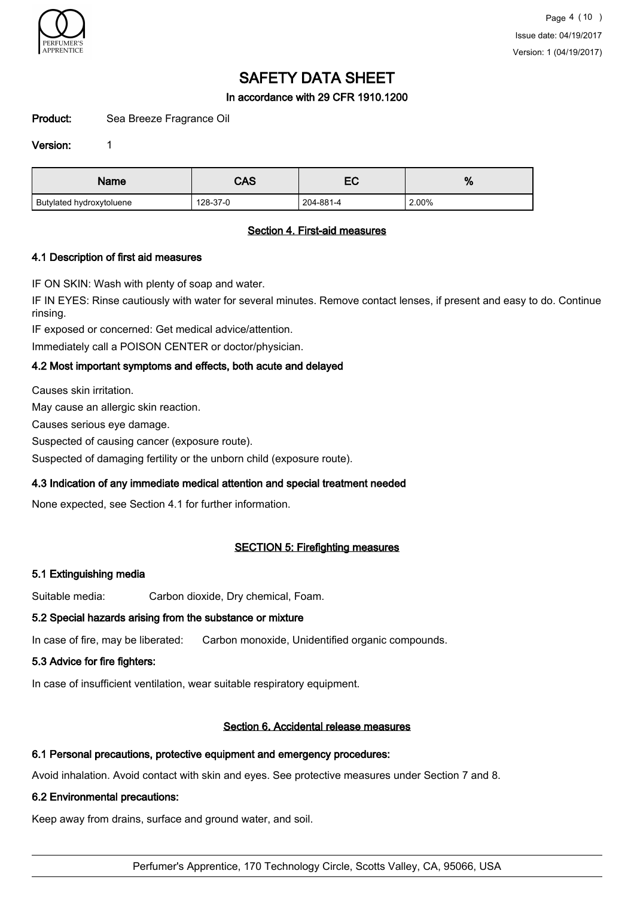| Name | CAS | EC | % |
|---|---|---|---|
| Butylated hydroxytoluene | 128-37-0 | 204-881-4 | 2.00% |

## Section 4. First-aid measures

### 4.1 Description of first aid measures

IF ON SKIN: Wash with plenty of soap and water.

IF IN EYES: Rinse cautiously with water for several minutes. Remove contact lenses, if present and easy to do. Continue rinsing.

IF exposed or concerned: Get medical advice/attention.

Immediately call a POISON CENTER or doctor/physician.

### 4.2 Most important symptoms and effects, both acute and delayed

Causes skin irritation.

May cause an allergic skin reaction.

Causes serious eye damage.

Suspected of causing cancer (exposure route).

Suspected of damaging fertility or the unborn child (exposure route).

### 4.3 Indication of any immediate medical attention and special treatment needed

None expected, see Section 4.1 for further information.

## SECTION 5: Firefighting measures

### 5.1 Extinguishing media

Suitable media: Carbon dioxide, Dry chemical, Foam.

### 5.2 Special hazards arising from the substance or mixture

In case of fire, may be liberated: Carbon monoxide, Unidentified organic compounds.

### 5.3 Advice for fire fighters:

In case of insufficient ventilation, wear suitable respiratory equipment.

## Section 6. Accidental release measures

### 6.1 Personal precautions, protective equipment and emergency procedures:

Avoid inhalation. Avoid contact with skin and eyes. See protective measures under Section 7 and 8.

### 6.2 Environmental precautions:

Keep away from drains, surface and ground water, and soil.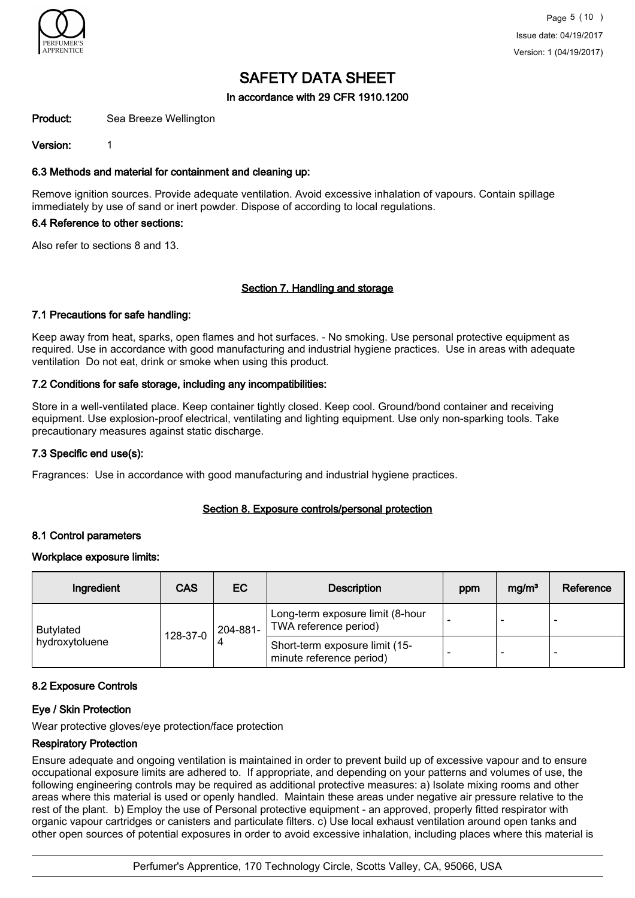# SAFETY DATA SHEET

**In accordance with 29 CFR 1910.1200**

**Product:** Sea Breeze Wellington

**Version:** 1

### 6.3 Methods and material for containment and cleaning up:

Remove ignition sources. Provide adequate ventilation. Avoid excessive inhalation of vapours. Contain spillage immediately by use of sand or inert powder. Dispose of according to local regulations.

### 6.4 Reference to other sections:

Also refer to sections 8 and 13.

## Section 7. Handling and storage

### 7.1 Precautions for safe handling:

Keep away from heat, sparks, open flames and hot surfaces. - No smoking. Use personal protective equipment as required. Use in accordance with good manufacturing and industrial hygiene practices. Use in areas with adequate ventilation Do not eat, drink or smoke when using this product.

### 7.2 Conditions for safe storage, including any incompatibilities:

Store in a well-ventilated place. Keep container tightly closed. Keep cool. Ground/bond container and receiving equipment. Use explosion-proof electrical, ventilating and lighting equipment. Use only non-sparking tools. Take precautionary measures against static discharge.

### 7.3 Specific end use(s):

Fragrances: Use in accordance with good manufacturing and industrial hygiene practices.

## Section 8. Exposure controls/personal protection

### 8.1 Control parameters

**Workplace exposure limits:**

| Ingredient | CAS | EC | Description | ppm | mg/m³ | Reference |
|---|---|---|---|---|---|---|
| Butylated hydroxytoluene | 128-37-0 | 204-881-4 | Long-term exposure limit (8-hour TWA reference period) | - | - | - |
| | | | Short-term exposure limit (15-minute reference period) | - | - | - |

### 8.2 Exposure Controls

**Eye / Skin Protection**

Wear protective gloves/eye protection/face protection

**Respiratory Protection**

Ensure adequate and ongoing ventilation is maintained in order to prevent build up of excessive vapour and to ensure occupational exposure limits are adhered to. If appropriate, and depending on your patterns and volumes of use, the following engineering controls may be required as additional protective measures: a) Isolate mixing rooms and other areas where this material is used or openly handled. Maintain these areas under negative air pressure relative to the rest of the plant. b) Employ the use of Personal protective equipment - an approved, properly fitted respirator with organic vapour cartridges or canisters and particulate filters. c) Use local exhaust ventilation around open tanks and other open sources of potential exposures in order to avoid excessive inhalation, including places where this material is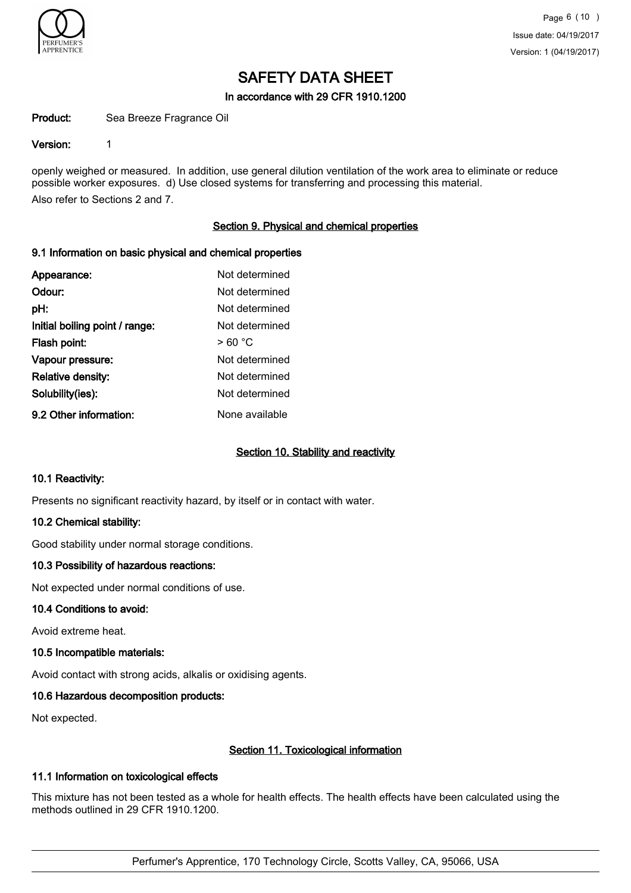openly weighed or measured. In addition, use general dilution ventilation of the work area to eliminate or reduce possible worker exposures. d) Use closed systems for transferring and processing this material.

Also refer to Sections 2 and 7.

## Section 9. Physical and chemical properties

### 9.1 Information on basic physical and chemical properties

| | |
|---|---|
| **Appearance:** | Not determined |
| **Odour:** | Not determined |
| **pH:** | Not determined |
| **Initial boiling point / range:** | Not determined |
| **Flash point:** | > 60 °C |
| **Vapour pressure:** | Not determined |
| **Relative density:** | Not determined |
| **Solubility(ies):** | Not determined |
| **9.2 Other information:** | None available |

## Section 10. Stability and reactivity

### 10.1 Reactivity:

Presents no significant reactivity hazard, by itself or in contact with water.

### 10.2 Chemical stability:

Good stability under normal storage conditions.

### 10.3 Possibility of hazardous reactions:

Not expected under normal conditions of use.

### 10.4 Conditions to avoid:

Avoid extreme heat.

### 10.5 Incompatible materials:

Avoid contact with strong acids, alkalis or oxidising agents.

### 10.6 Hazardous decomposition products:

Not expected.

## Section 11. Toxicological information

### 11.1 Information on toxicological effects

This mixture has not been tested as a whole for health effects. The health effects have been calculated using the methods outlined in 29 CFR 1910.1200.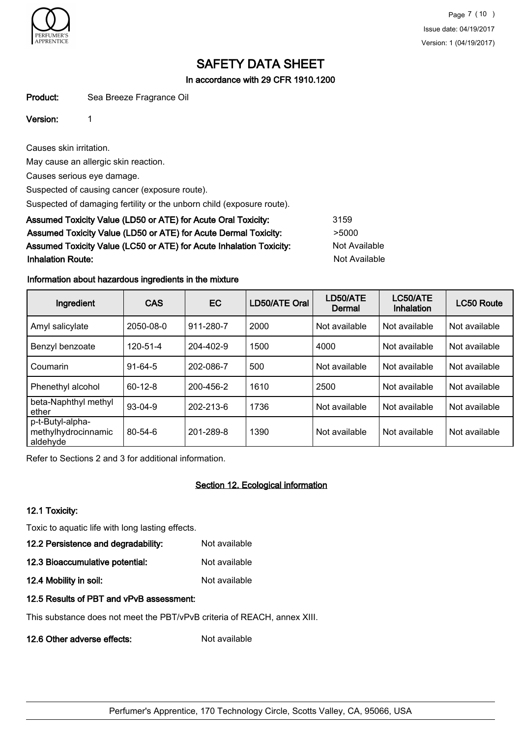# SAFETY DATA SHEET

**In accordance with 29 CFR 1910.1200**

**Product:** Sea Breeze Fragrance Oil

**Version:** 1

Causes skin irritation.

May cause an allergic skin reaction.

Causes serious eye damage.

Suspected of causing cancer (exposure route).

Suspected of damaging fertility or the unborn child (exposure route).

**Assumed Toxicity Value (LD50 or ATE) for Acute Oral Toxicity:** 3159

**Assumed Toxicity Value (LD50 or ATE) for Acute Dermal Toxicity:** >5000

**Assumed Toxicity Value (LC50 or ATE) for Acute Inhalation Toxicity:** Not Available

**Inhalation Route:** Not Available

**Information about hazardous ingredients in the mixture**

| Ingredient | CAS | EC | LD50/ATE Oral | LD50/ATE Dermal | LC50/ATE Inhalation | LC50 Route |
|---|---|---|---|---|---|---|
| Amyl salicylate | 2050-08-0 | 911-280-7 | 2000 | Not available | Not available | Not available |
| Benzyl benzoate | 120-51-4 | 204-402-9 | 1500 | 4000 | Not available | Not available |
| Coumarin | 91-64-5 | 202-086-7 | 500 | Not available | Not available | Not available |
| Phenethyl alcohol | 60-12-8 | 200-456-2 | 1610 | 2500 | Not available | Not available |
| beta-Naphthyl methyl ether | 93-04-9 | 202-213-6 | 1736 | Not available | Not available | Not available |
| p-t-Butyl-alpha-methylhydrocinnamic aldehyde | 80-54-6 | 201-289-8 | 1390 | Not available | Not available | Not available |

Refer to Sections 2 and 3 for additional information.

## Section 12. Ecological information

**12.1 Toxicity:**

Toxic to aquatic life with long lasting effects.

**12.2 Persistence and degradability:** Not available

**12.3 Bioaccumulative potential:** Not available

**12.4 Mobility in soil:** Not available

**12.5 Results of PBT and vPvB assessment:**

This substance does not meet the PBT/vPvB criteria of REACH, annex XIII.

**12.6 Other adverse effects:** Not available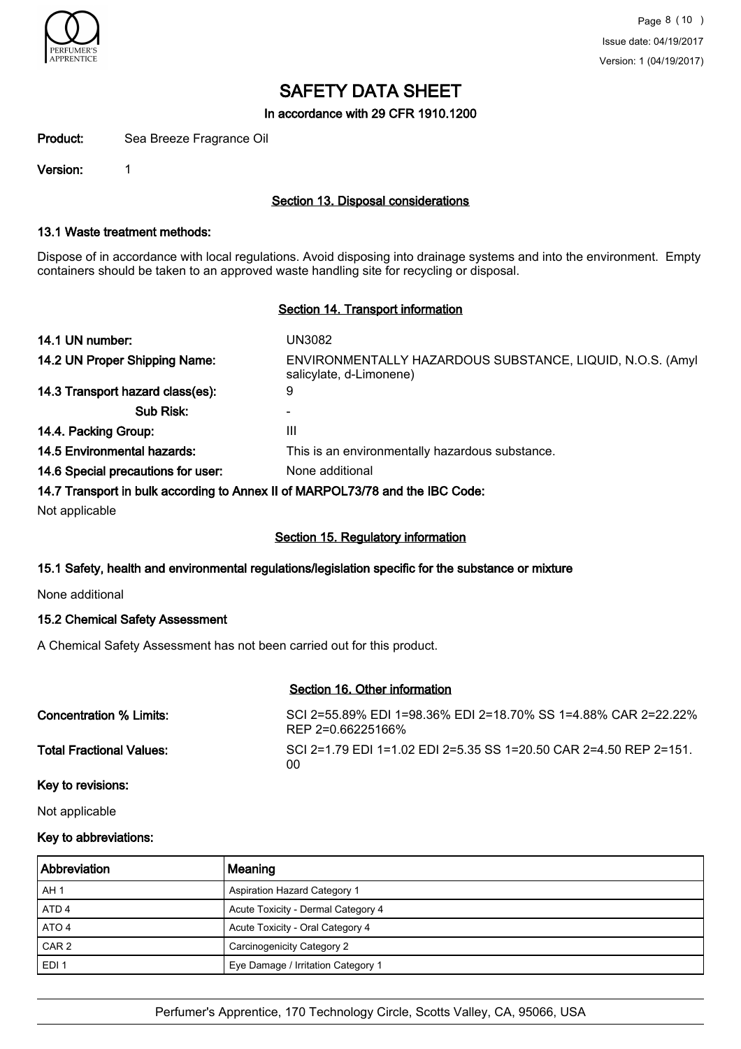# SAFETY DATA SHEET

**In accordance with 29 CFR 1910.1200**

**Product:** Sea Breeze Fragrance Oil

**Version:** 1

## Section 13. Disposal considerations

### 13.1 Waste treatment methods:

Dispose of in accordance with local regulations. Avoid disposing into drainage systems and into the environment. Empty containers should be taken to an approved waste handling site for recycling or disposal.

## Section 14. Transport information

**14.1 UN number:** UN3082

**14.2 UN Proper Shipping Name:** ENVIRONMENTALLY HAZARDOUS SUBSTANCE, LIQUID, N.O.S. (Amyl salicylate, d-Limonene)

**14.3 Transport hazard class(es):** 9

**Sub Risk:** -

**14.4. Packing Group:** III

**14.5 Environmental hazards:** This is an environmentally hazardous substance.

**14.6 Special precautions for user:** None additional

### 14.7 Transport in bulk according to Annex II of MARPOL73/78 and the IBC Code:

Not applicable

## Section 15. Regulatory information

### 15.1 Safety, health and environmental regulations/legislation specific for the substance or mixture

None additional

### 15.2 Chemical Safety Assessment

A Chemical Safety Assessment has not been carried out for this product.

## Section 16. Other information

**Concentration % Limits:** SCI 2=55.89% EDI 1=98.36% EDI 2=18.70% SS 1=4.88% CAR 2=22.22% REP 2=0.66225166%

**Total Fractional Values:** SCI 2=1.79 EDI 1=1.02 EDI 2=5.35 SS 1=20.50 CAR 2=4.50 REP 2=151.00

### Key to revisions:

Not applicable

### Key to abbreviations:

| Abbreviation | Meaning |
|---|---|
| AH 1 | Aspiration Hazard Category 1 |
| ATD 4 | Acute Toxicity - Dermal Category 4 |
| ATO 4 | Acute Toxicity - Oral Category 4 |
| CAR 2 | Carcinogenicity Category 2 |
| EDI 1 | Eye Damage / Irritation Category 1 |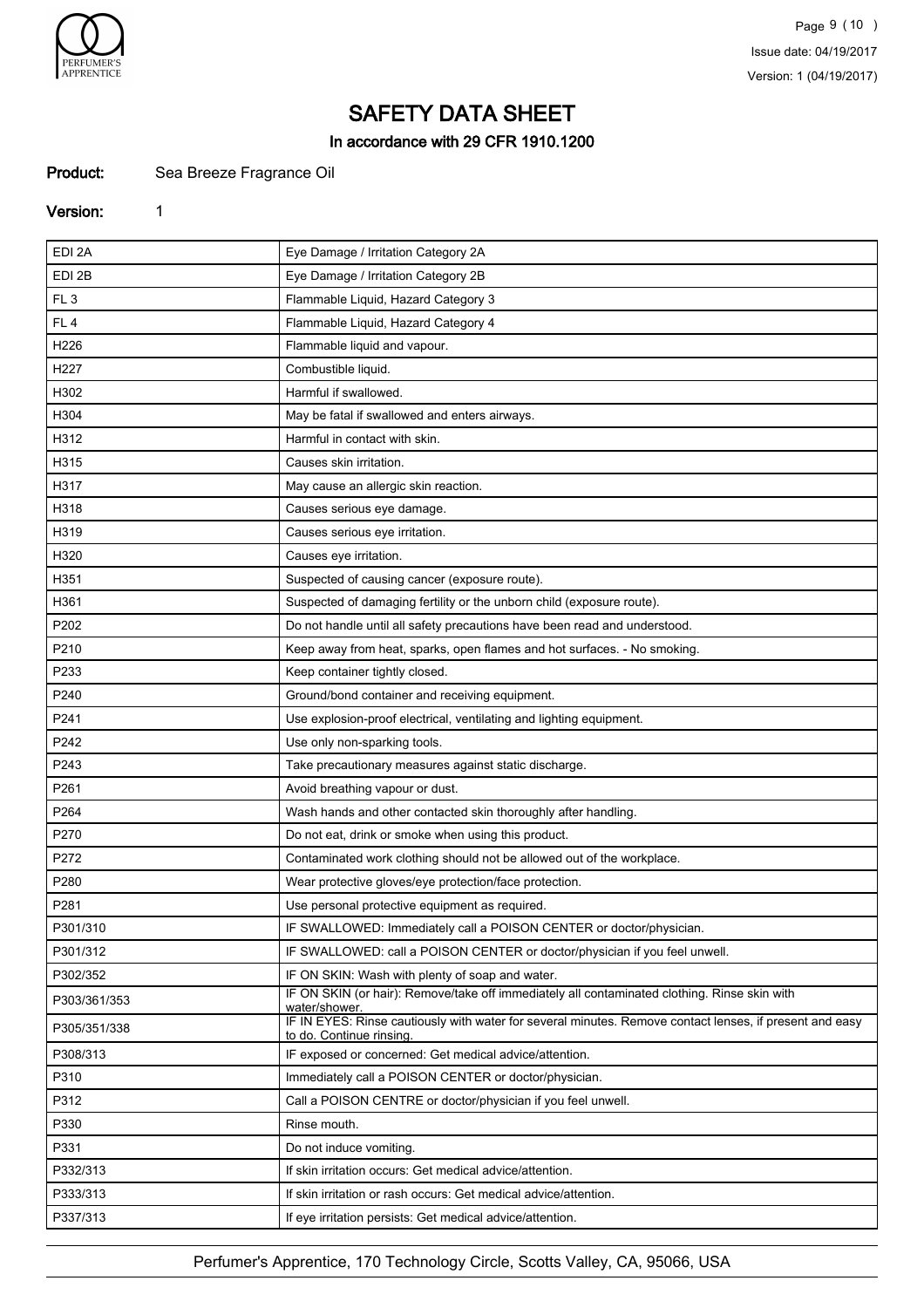# SAFETY DATA SHEET

## In accordance with 29 CFR 1910.1200

**Product:** Sea Breeze Fragrance Oil

**Version:** 1

| | |
|---|---|
| EDI 2A | Eye Damage / Irritation Category 2A |
| EDI 2B | Eye Damage / Irritation Category 2B |
| FL 3 | Flammable Liquid, Hazard Category 3 |
| FL 4 | Flammable Liquid, Hazard Category 4 |
| H226 | Flammable liquid and vapour. |
| H227 | Combustible liquid. |
| H302 | Harmful if swallowed. |
| H304 | May be fatal if swallowed and enters airways. |
| H312 | Harmful in contact with skin. |
| H315 | Causes skin irritation. |
| H317 | May cause an allergic skin reaction. |
| H318 | Causes serious eye damage. |
| H319 | Causes serious eye irritation. |
| H320 | Causes eye irritation. |
| H351 | Suspected of causing cancer (exposure route). |
| H361 | Suspected of damaging fertility or the unborn child (exposure route). |
| P202 | Do not handle until all safety precautions have been read and understood. |
| P210 | Keep away from heat, sparks, open flames and hot surfaces. - No smoking. |
| P233 | Keep container tightly closed. |
| P240 | Ground/bond container and receiving equipment. |
| P241 | Use explosion-proof electrical, ventilating and lighting equipment. |
| P242 | Use only non-sparking tools. |
| P243 | Take precautionary measures against static discharge. |
| P261 | Avoid breathing vapour or dust. |
| P264 | Wash hands and other contacted skin thoroughly after handling. |
| P270 | Do not eat, drink or smoke when using this product. |
| P272 | Contaminated work clothing should not be allowed out of the workplace. |
| P280 | Wear protective gloves/eye protection/face protection. |
| P281 | Use personal protective equipment as required. |
| P301/310 | IF SWALLOWED: Immediately call a POISON CENTER or doctor/physician. |
| P301/312 | IF SWALLOWED: call a POISON CENTER or doctor/physician if you feel unwell. |
| P302/352 | IF ON SKIN: Wash with plenty of soap and water. |
| P303/361/353 | IF ON SKIN (or hair): Remove/take off immediately all contaminated clothing. Rinse skin with water/shower. |
| P305/351/338 | IF IN EYES: Rinse cautiously with water for several minutes. Remove contact lenses, if present and easy to do. Continue rinsing. |
| P308/313 | IF exposed or concerned: Get medical advice/attention. |
| P310 | Immediately call a POISON CENTER or doctor/physician. |
| P312 | Call a POISON CENTRE or doctor/physician if you feel unwell. |
| P330 | Rinse mouth. |
| P331 | Do not induce vomiting. |
| P332/313 | If skin irritation occurs: Get medical advice/attention. |
| P333/313 | If skin irritation or rash occurs: Get medical advice/attention. |
| P337/313 | If eye irritation persists: Get medical advice/attention. |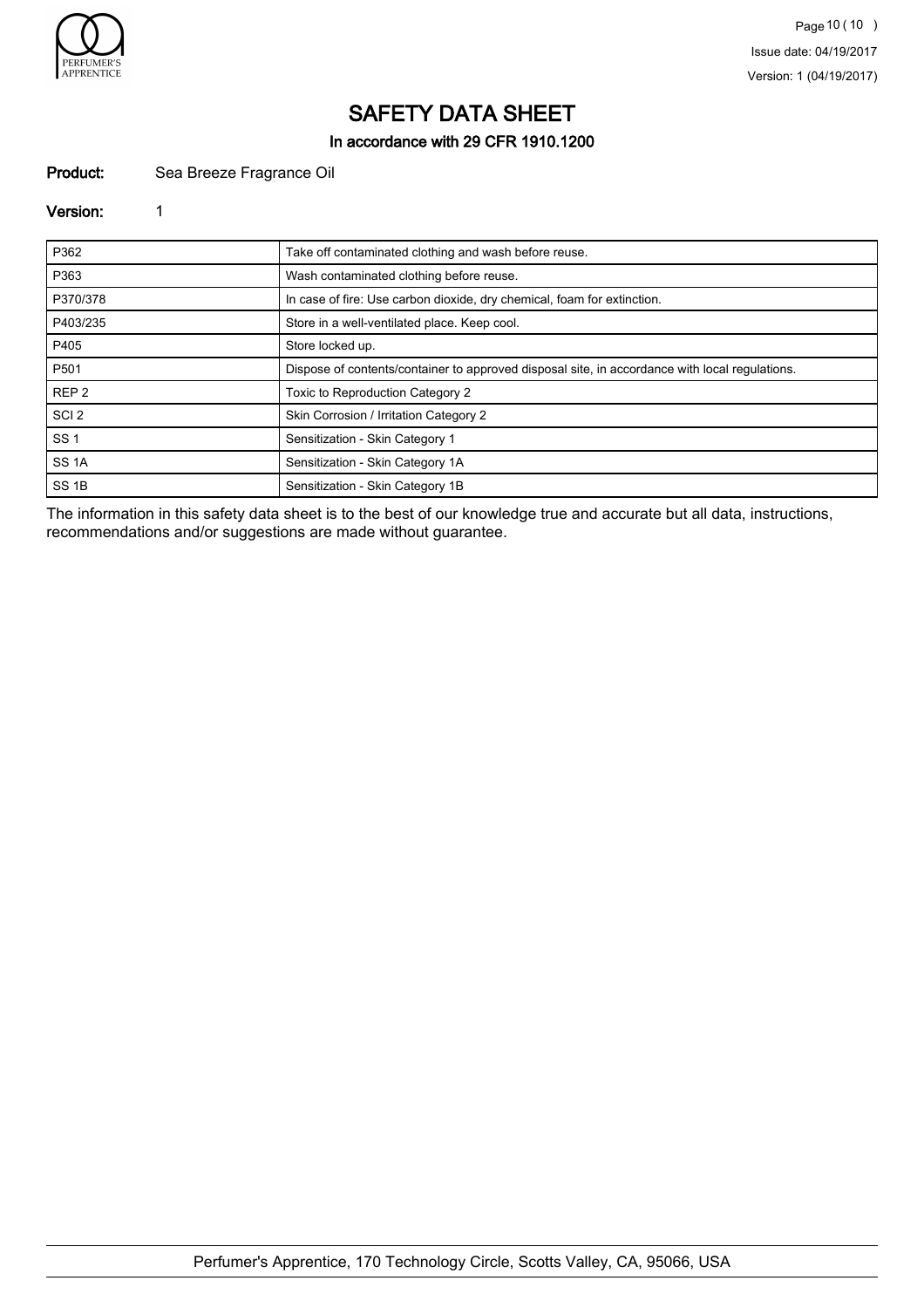# SAFETY DATA SHEET

## In accordance with 29 CFR 1910.1200

**Product:** Sea Breeze Fragrance Oil

**Version:** 1

| | |
|---|---|
| P362 | Take off contaminated clothing and wash before reuse. |
| P363 | Wash contaminated clothing before reuse. |
| P370/378 | In case of fire: Use carbon dioxide, dry chemical, foam for extinction. |
| P403/235 | Store in a well-ventilated place. Keep cool. |
| P405 | Store locked up. |
| P501 | Dispose of contents/container to approved disposal site, in accordance with local regulations. |
| REP 2 | Toxic to Reproduction Category 2 |
| SCI 2 | Skin Corrosion / Irritation Category 2 |
| SS 1 | Sensitization - Skin Category 1 |
| SS 1A | Sensitization - Skin Category 1A |
| SS 1B | Sensitization - Skin Category 1B |

The information in this safety data sheet is to the best of our knowledge true and accurate but all data, instructions, recommendations and/or suggestions are made without guarantee.